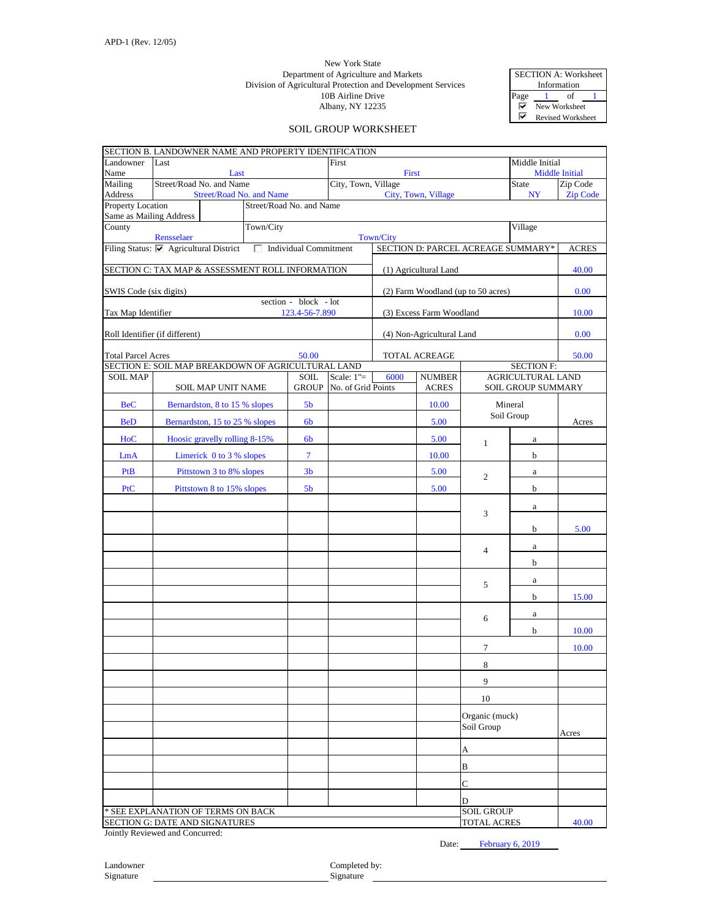APD-1 (Rev. 12/05)

New York State
Department of Agriculture and Markets
Division of Agricultural Protection and Development Services
10B Airline Drive
Albany, NY 12235

| SECTION A: Worksheet Information |
|---|
| Page 1 of 1 |
| ☑ New Worksheet |
| ☑ Revised Worksheet |

## SOIL GROUP WORKSHEET

**SECTION B. LANDOWNER NAME AND PROPERTY IDENTIFICATION**

| | | | |
|---|---|---|---|
| Landowner Name | Last: Last | First: First | Middle Initial: Middle Initial |
| Mailing Address | Street/Road No. and Name: Street/Road No. and Name | City, Town, Village: City, Town, Village | State: NY / Zip Code: Zip Code |
| Property Location Same as Mailing Address | Street/Road No. and Name: | | |
| County: Rensselaer | Town/City: Town/City | | Village: |

Filing Status: ☑ Agricultural District ☐ Individual Commitment

**SECTION C: TAX MAP & ASSESSMENT ROLL INFORMATION**

| | |
|---|---|
| SWIS Code (six digits) | |
| Tax Map Identifier (section - block - lot) | 123.4-56-7.890 |
| Roll Identifier (if different) | |
| Total Parcel Acres | 50.00 |

**SECTION D: PARCEL ACREAGE SUMMARY***

| | ACRES |
|---|---|
| (1) Agricultural Land | 40.00 |
| (2) Farm Woodland (up to 50 acres) | 0.00 |
| (3) Excess Farm Woodland | 10.00 |
| (4) Non-Agricultural Land | 0.00 |
| TOTAL ACREAGE | 50.00 |

**SECTION E: SOIL MAP BREAKDOWN OF AGRICULTURAL LAND**

| SOIL MAP | SOIL MAP UNIT NAME | SOIL GROUP | Scale: 1"= 6000 No. of Grid Points | NUMBER ACRES |
|---|---|---|---|---|
| BeC | Bernardston, 8 to 15 % slopes | 5b | | 10.00 |
| BeD | Bernardston, 15 to 25 % slopes | 6b | | 5.00 |
| HoC | Hoosic gravelly rolling 8-15% | 6b | | 5.00 |
| LmA | Limerick 0 to 3 % slopes | 7 | | 10.00 |
| PtB | Pittstown 3 to 8% slopes | 3b | | 5.00 |
| PtC | Pittstown 8 to 15% slopes | 5b | | 5.00 |

**SECTION F: AGRICULTURAL LAND SOIL GROUP SUMMARY**

| Mineral Soil Group | | Acres |
|---|---|---|
| 1 | a | |
| 1 | b | |
| 2 | a | |
| 2 | b | |
| 3 | a | |
| 3 | b | 5.00 |
| 4 | a | |
| 4 | b | |
| 5 | a | |
| 5 | b | 15.00 |
| 6 | a | |
| 6 | b | 10.00 |
| 7 | | 10.00 |
| 8 | | |
| 9 | | |
| 10 | | |

| Organic (muck) Soil Group | Acres |
|---|---|
| A | |
| B | |
| C | |
| D | |
| SOIL GROUP TOTAL ACRES | 40.00 |

\* SEE EXPLANATION OF TERMS ON BACK

**SECTION G: DATE AND SIGNATURES**

Jointly Reviewed and Concurred:

Date: February 6, 2019

Landowner Signature ______________________ Completed by: Signature ______________________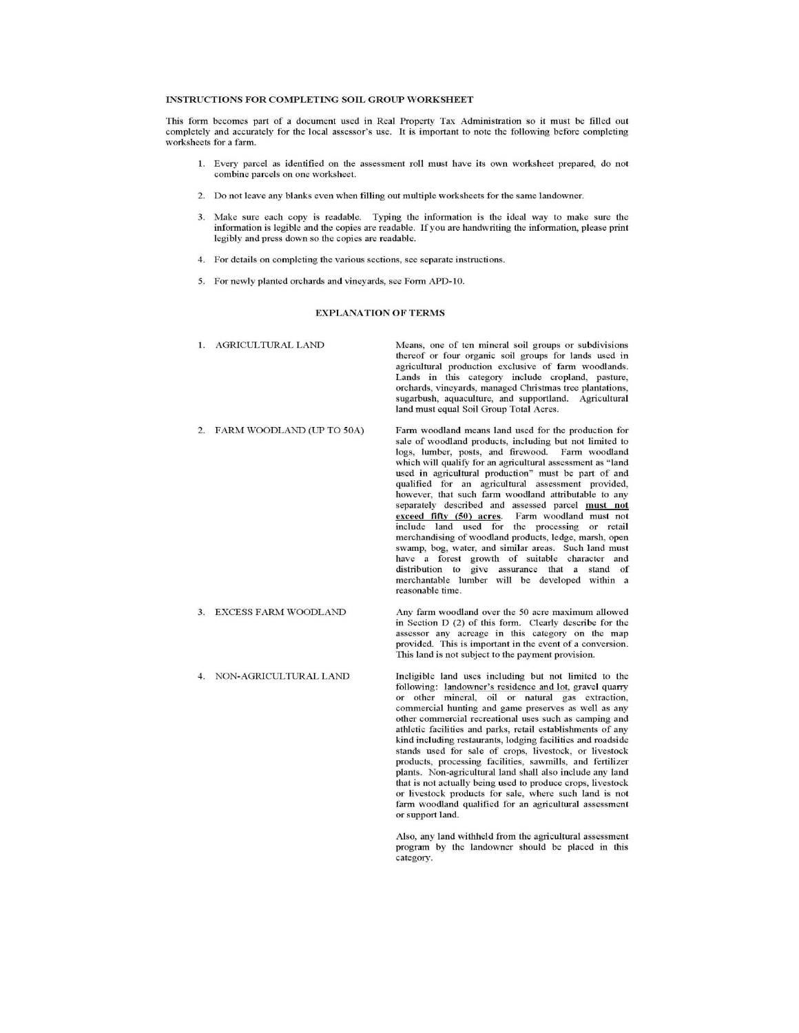## INSTRUCTIONS FOR COMPLETING SOIL GROUP WORKSHEET

This form becomes part of a document used in Real Property Tax Administration so it must be filled out completely and accurately for the local assessor's use. It is important to note the following before completing worksheets for a farm.

1. Every parcel as identified on the assessment roll must have its own worksheet prepared, do not combine parcels on one worksheet.
2. Do not leave any blanks even when filling out multiple worksheets for the same landowner.
3. Make sure each copy is readable. Typing the information is the ideal way to make sure the information is legible and the copies are readable. If you are handwriting the information, please print legibly and press down so the copies are readable.
4. For details on completing the various sections, see separate instructions.
5. For newly planted orchards and vineyards, see Form APD-10.

## EXPLANATION OF TERMS

1. AGRICULTURAL LAND

   Means, one of ten mineral soil groups or subdivisions thereof or four organic soil groups for lands used in agricultural production exclusive of farm woodlands. Lands in this category include cropland, pasture, orchards, vineyards, managed Christmas tree plantations, sugarbush, aquaculture, and supportland. Agricultural land must equal Soil Group Total Acres.

2. FARM WOODLAND (UP TO 50A)

   Farm woodland means land used for the production for sale of woodland products, including but not limited to logs, lumber, posts, and firewood. Farm woodland which will qualify for an agricultural assessment as "land used in agricultural production" must be part of and qualified for an agricultural assessment provided, however, that such farm woodland attributable to any separately described and assessed parcel **must not exceed fifty (50) acres**. Farm woodland must not include land used for the processing or retail merchandising of woodland products, ledge, marsh, open swamp, bog, water, and similar areas. Such land must have a forest growth of suitable character and distribution to give assurance that a stand of merchantable lumber will be developed within a reasonable time.

3. EXCESS FARM WOODLAND

   Any farm woodland over the 50 acre maximum allowed in Section D (2) of this form. Clearly describe for the assessor any acreage in this category on the map provided. This is important in the event of a conversion. This land is not subject to the payment provision.

4. NON-AGRICULTURAL LAND

   Ineligible land uses including but not limited to the following: landowner's residence and lot, gravel quarry or other mineral, oil or natural gas extraction, commercial hunting and game preserves as well as any other commercial recreational uses such as camping and athletic facilities and parks, retail establishments of any kind including restaurants, lodging facilities and roadside stands used for sale of crops, livestock, or livestock products, processing facilities, sawmills, and fertilizer plants. Non-agricultural land shall also include any land that is not actually being used to produce crops, livestock or livestock products for sale, where such land is not farm woodland qualified for an agricultural assessment or support land.

   Also, any land withheld from the agricultural assessment program by the landowner should be placed in this category.